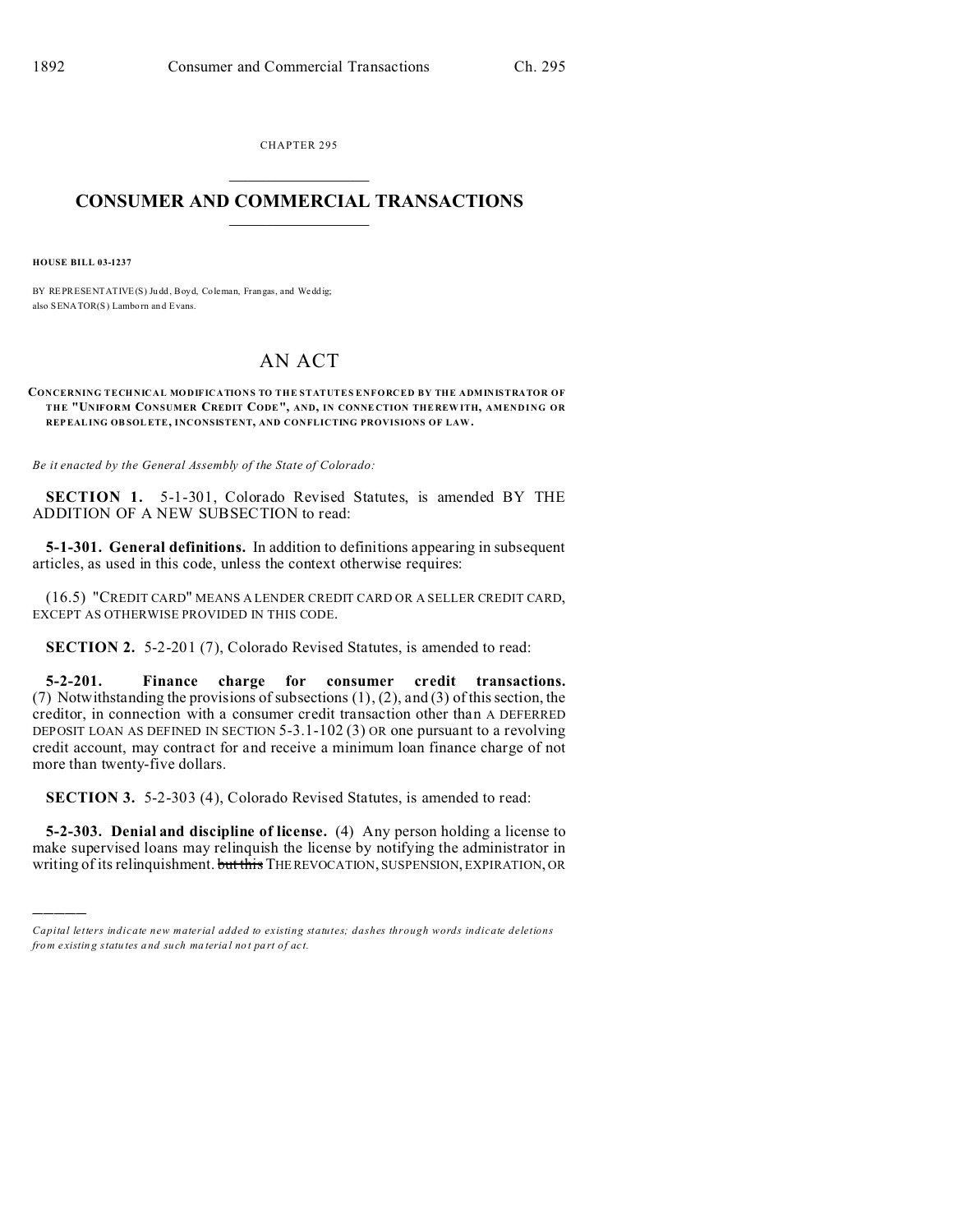CHAPTER 295

# CONSUMER AND COMMERCIAL TRANSACTIONS

**HOUSE BILL 03-1237**

BY REPRESENTATIVE(S) Judd, Boyd, Coleman, Frangas, and Weddig;
also SENATOR(S) Lamborn and Evans.

# AN ACT

**CONCERNING TECHNICAL MODIFICATIONS TO THE STATUTES ENFORCED BY THE ADMINISTRATOR OF THE "UNIFORM CONSUMER CREDIT CODE", AND, IN CONNECTION THEREWITH, AMENDING OR REPEALING OBSOLETE, INCONSISTENT, AND CONFLICTING PROVISIONS OF LAW.**

*Be it enacted by the General Assembly of the State of Colorado:*

**SECTION 1.** 5-1-301, Colorado Revised Statutes, is amended BY THE ADDITION OF A NEW SUBSECTION to read:

**5-1-301. General definitions.** In addition to definitions appearing in subsequent articles, as used in this code, unless the context otherwise requires:

(16.5) "CREDIT CARD" MEANS A LENDER CREDIT CARD OR A SELLER CREDIT CARD, EXCEPT AS OTHERWISE PROVIDED IN THIS CODE.

**SECTION 2.** 5-2-201 (7), Colorado Revised Statutes, is amended to read:

**5-2-201. Finance charge for consumer credit transactions.** (7) Notwithstanding the provisions of subsections (1), (2), and (3) of this section, the creditor, in connection with a consumer credit transaction other than A DEFERRED DEPOSIT LOAN AS DEFINED IN SECTION 5-3.1-102 (3) OR one pursuant to a revolving credit account, may contract for and receive a minimum loan finance charge of not more than twenty-five dollars.

**SECTION 3.** 5-2-303 (4), Colorado Revised Statutes, is amended to read:

**5-2-303. Denial and discipline of license.** (4) Any person holding a license to make supervised loans may relinquish the license by notifying the administrator in writing of its relinquishment. ~~but this~~ THE REVOCATION, SUSPENSION, EXPIRATION, OR

---

*Capital letters indicate new material added to existing statutes; dashes through words indicate deletions from existing statutes and such material not part of act.*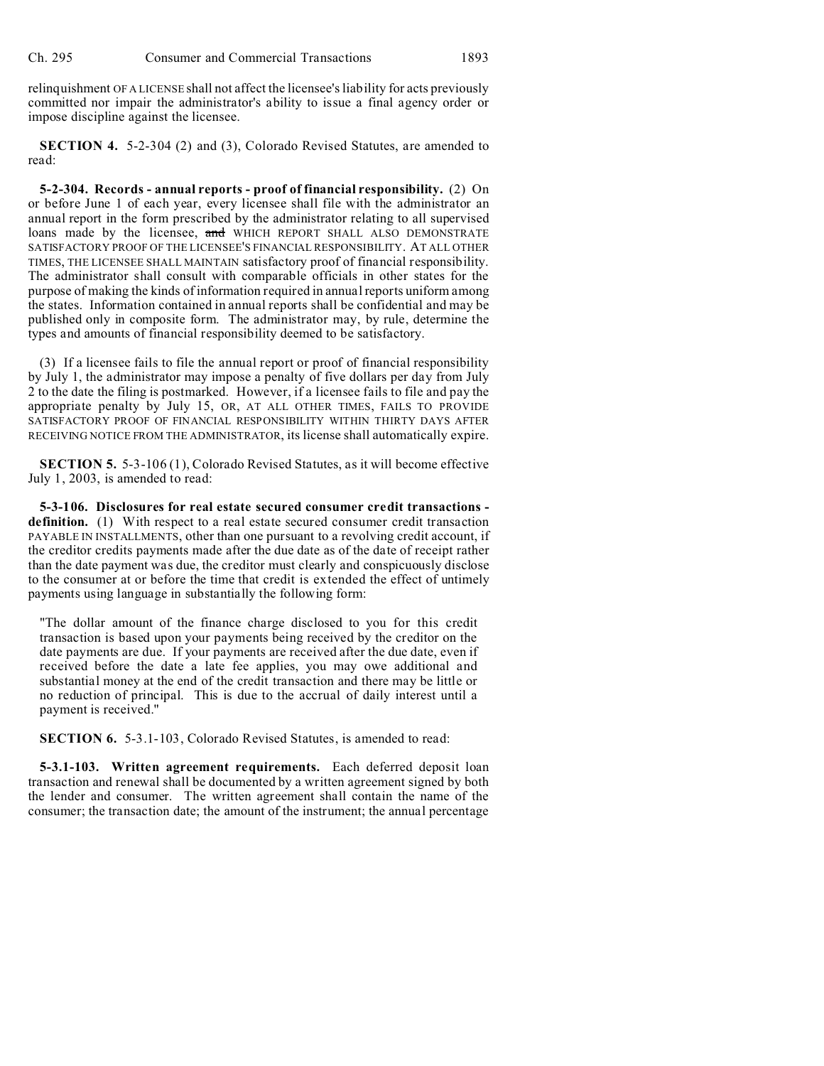relinquishment OF A LICENSE shall not affect the licensee's liability for acts previously committed nor impair the administrator's ability to issue a final agency order or impose discipline against the licensee.

**SECTION 4.** 5-2-304 (2) and (3), Colorado Revised Statutes, are amended to read:

**5-2-304. Records - annual reports - proof of financial responsibility.** (2) On or before June 1 of each year, every licensee shall file with the administrator an annual report in the form prescribed by the administrator relating to all supervised loans made by the licensee, ~~and~~ WHICH REPORT SHALL ALSO DEMONSTRATE SATISFACTORY PROOF OF THE LICENSEE'S FINANCIAL RESPONSIBILITY. AT ALL OTHER TIMES, THE LICENSEE SHALL MAINTAIN satisfactory proof of financial responsibility. The administrator shall consult with comparable officials in other states for the purpose of making the kinds of information required in annual reports uniform among the states. Information contained in annual reports shall be confidential and may be published only in composite form. The administrator may, by rule, determine the types and amounts of financial responsibility deemed to be satisfactory.

(3) If a licensee fails to file the annual report or proof of financial responsibility by July 1, the administrator may impose a penalty of five dollars per day from July 2 to the date the filing is postmarked. However, if a licensee fails to file and pay the appropriate penalty by July 15, OR, AT ALL OTHER TIMES, FAILS TO PROVIDE SATISFACTORY PROOF OF FINANCIAL RESPONSIBILITY WITHIN THIRTY DAYS AFTER RECEIVING NOTICE FROM THE ADMINISTRATOR, its license shall automatically expire.

**SECTION 5.** 5-3-106 (1), Colorado Revised Statutes, as it will become effective July 1, 2003, is amended to read:

**5-3-106. Disclosures for real estate secured consumer credit transactions - definition.** (1) With respect to a real estate secured consumer credit transaction PAYABLE IN INSTALLMENTS, other than one pursuant to a revolving credit account, if the creditor credits payments made after the due date as of the date of receipt rather than the date payment was due, the creditor must clearly and conspicuously disclose to the consumer at or before the time that credit is extended the effect of untimely payments using language in substantially the following form:

> "The dollar amount of the finance charge disclosed to you for this credit transaction is based upon your payments being received by the creditor on the date payments are due. If your payments are received after the due date, even if received before the date a late fee applies, you may owe additional and substantial money at the end of the credit transaction and there may be little or no reduction of principal. This is due to the accrual of daily interest until a payment is received."

**SECTION 6.** 5-3.1-103, Colorado Revised Statutes, is amended to read:

**5-3.1-103. Written agreement requirements.** Each deferred deposit loan transaction and renewal shall be documented by a written agreement signed by both the lender and consumer. The written agreement shall contain the name of the consumer; the transaction date; the amount of the instrument; the annual percentage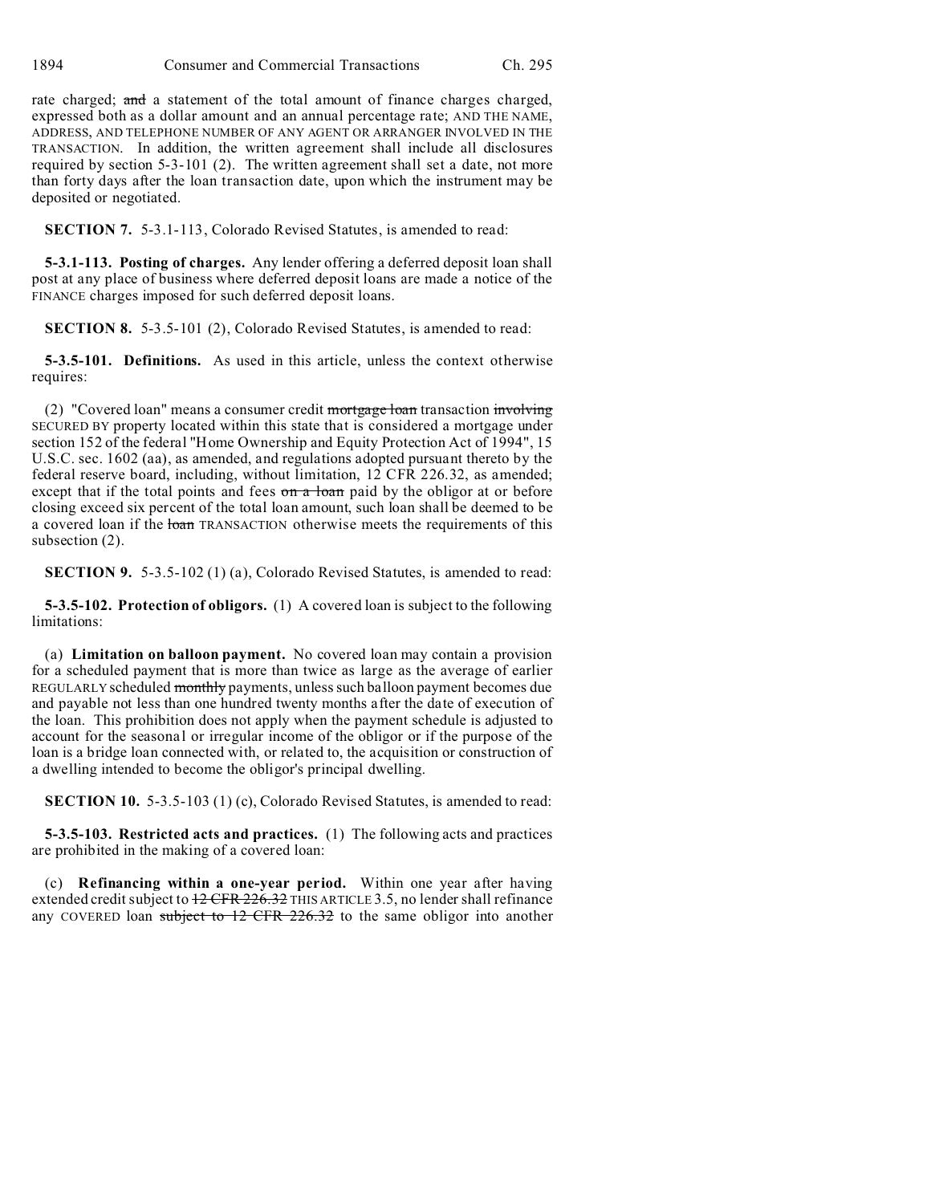rate charged; ~~and~~ a statement of the total amount of finance charges charged, expressed both as a dollar amount and an annual percentage rate; AND THE NAME, ADDRESS, AND TELEPHONE NUMBER OF ANY AGENT OR ARRANGER INVOLVED IN THE TRANSACTION. In addition, the written agreement shall include all disclosures required by section 5-3-101 (2). The written agreement shall set a date, not more than forty days after the loan transaction date, upon which the instrument may be deposited or negotiated.

**SECTION 7.** 5-3.1-113, Colorado Revised Statutes, is amended to read:

**5-3.1-113. Posting of charges.** Any lender offering a deferred deposit loan shall post at any place of business where deferred deposit loans are made a notice of the FINANCE charges imposed for such deferred deposit loans.

**SECTION 8.** 5-3.5-101 (2), Colorado Revised Statutes, is amended to read:

**5-3.5-101. Definitions.** As used in this article, unless the context otherwise requires:

(2) "Covered loan" means a consumer credit ~~mortgage loan~~ transaction ~~involving~~ SECURED BY property located within this state that is considered a mortgage under section 152 of the federal "Home Ownership and Equity Protection Act of 1994", 15 U.S.C. sec. 1602 (aa), as amended, and regulations adopted pursuant thereto by the federal reserve board, including, without limitation, 12 CFR 226.32, as amended; except that if the total points and fees ~~on a loan~~ paid by the obligor at or before closing exceed six percent of the total loan amount, such loan shall be deemed to be a covered loan if the ~~loan~~ TRANSACTION otherwise meets the requirements of this subsection (2).

**SECTION 9.** 5-3.5-102 (1) (a), Colorado Revised Statutes, is amended to read:

**5-3.5-102. Protection of obligors.** (1) A covered loan is subject to the following limitations:

(a) **Limitation on balloon payment.** No covered loan may contain a provision for a scheduled payment that is more than twice as large as the average of earlier REGULARLY scheduled ~~monthly~~ payments, unless such balloon payment becomes due and payable not less than one hundred twenty months after the date of execution of the loan. This prohibition does not apply when the payment schedule is adjusted to account for the seasonal or irregular income of the obligor or if the purpose of the loan is a bridge loan connected with, or related to, the acquisition or construction of a dwelling intended to become the obligor's principal dwelling.

**SECTION 10.** 5-3.5-103 (1) (c), Colorado Revised Statutes, is amended to read:

**5-3.5-103. Restricted acts and practices.** (1) The following acts and practices are prohibited in the making of a covered loan:

(c) **Refinancing within a one-year period.** Within one year after having extended credit subject to ~~12 CFR 226.32~~ THIS ARTICLE 3.5, no lender shall refinance any COVERED loan ~~subject to 12 CFR 226.32~~ to the same obligor into another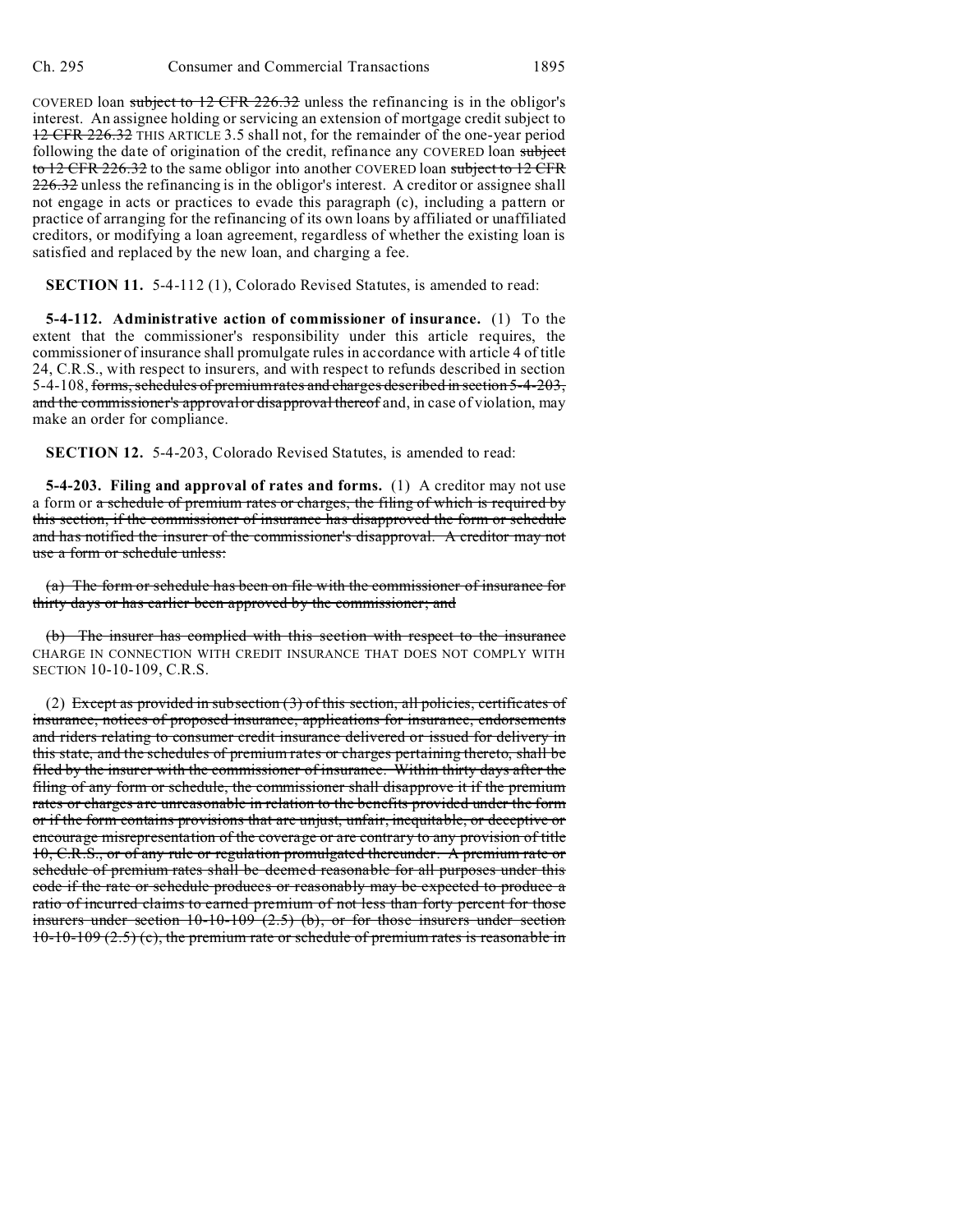COVERED loan ~~subject to 12 CFR 226.32~~ unless the refinancing is in the obligor's interest. An assignee holding or servicing an extension of mortgage credit subject to ~~12 CFR 226.32~~ THIS ARTICLE 3.5 shall not, for the remainder of the one-year period following the date of origination of the credit, refinance any COVERED loan ~~subject to 12 CFR 226.32~~ to the same obligor into another COVERED loan ~~subject to 12 CFR 226.32~~ unless the refinancing is in the obligor's interest. A creditor or assignee shall not engage in acts or practices to evade this paragraph (c), including a pattern or practice of arranging for the refinancing of its own loans by affiliated or unaffiliated creditors, or modifying a loan agreement, regardless of whether the existing loan is satisfied and replaced by the new loan, and charging a fee.

**SECTION 11.** 5-4-112 (1), Colorado Revised Statutes, is amended to read:

**5-4-112. Administrative action of commissioner of insurance.** (1) To the extent that the commissioner's responsibility under this article requires, the commissioner of insurance shall promulgate rules in accordance with article 4 of title 24, C.R.S., with respect to insurers, and with respect to refunds described in section 5-4-108, ~~forms, schedules of premium rates and charges described in section 5-4-203, and the commissioner's approval or disapproval thereof~~ and, in case of violation, may make an order for compliance.

**SECTION 12.** 5-4-203, Colorado Revised Statutes, is amended to read:

**5-4-203. Filing and approval of rates and forms.** (1) A creditor may not use a form or ~~a schedule of premium rates or charges, the filing of which is required by this section, if the commissioner of insurance has disapproved the form or schedule and has notified the insurer of the commissioner's disapproval. A creditor may not use a form or schedule unless:~~

~~(a) The form or schedule has been on file with the commissioner of insurance for thirty days or has earlier been approved by the commissioner; and~~

~~(b) The insurer has complied with this section with respect to the insurance~~ CHARGE IN CONNECTION WITH CREDIT INSURANCE THAT DOES NOT COMPLY WITH SECTION 10-10-109, C.R.S.

(2) ~~Except as provided in subsection (3) of this section, all policies, certificates of insurance, notices of proposed insurance, applications for insurance, endorsements and riders relating to consumer credit insurance delivered or issued for delivery in this state, and the schedules of premium rates or charges pertaining thereto, shall be filed by the insurer with the commissioner of insurance. Within thirty days after the filing of any form or schedule, the commissioner shall disapprove it if the premium rates or charges are unreasonable in relation to the benefits provided under the form or if the form contains provisions that are unjust, unfair, inequitable, or deceptive or encourage misrepresentation of the coverage or are contrary to any provision of title 10, C.R.S., or of any rule or regulation promulgated thereunder. A premium rate or schedule of premium rates shall be deemed reasonable for all purposes under this code if the rate or schedule produces or reasonably may be expected to produce a ratio of incurred claims to earned premium of not less than forty percent for those insurers under section 10-10-109 (2.5) (b), or for those insurers under section 10-10-109 (2.5) (c), the premium rate or schedule of premium rates is reasonable in~~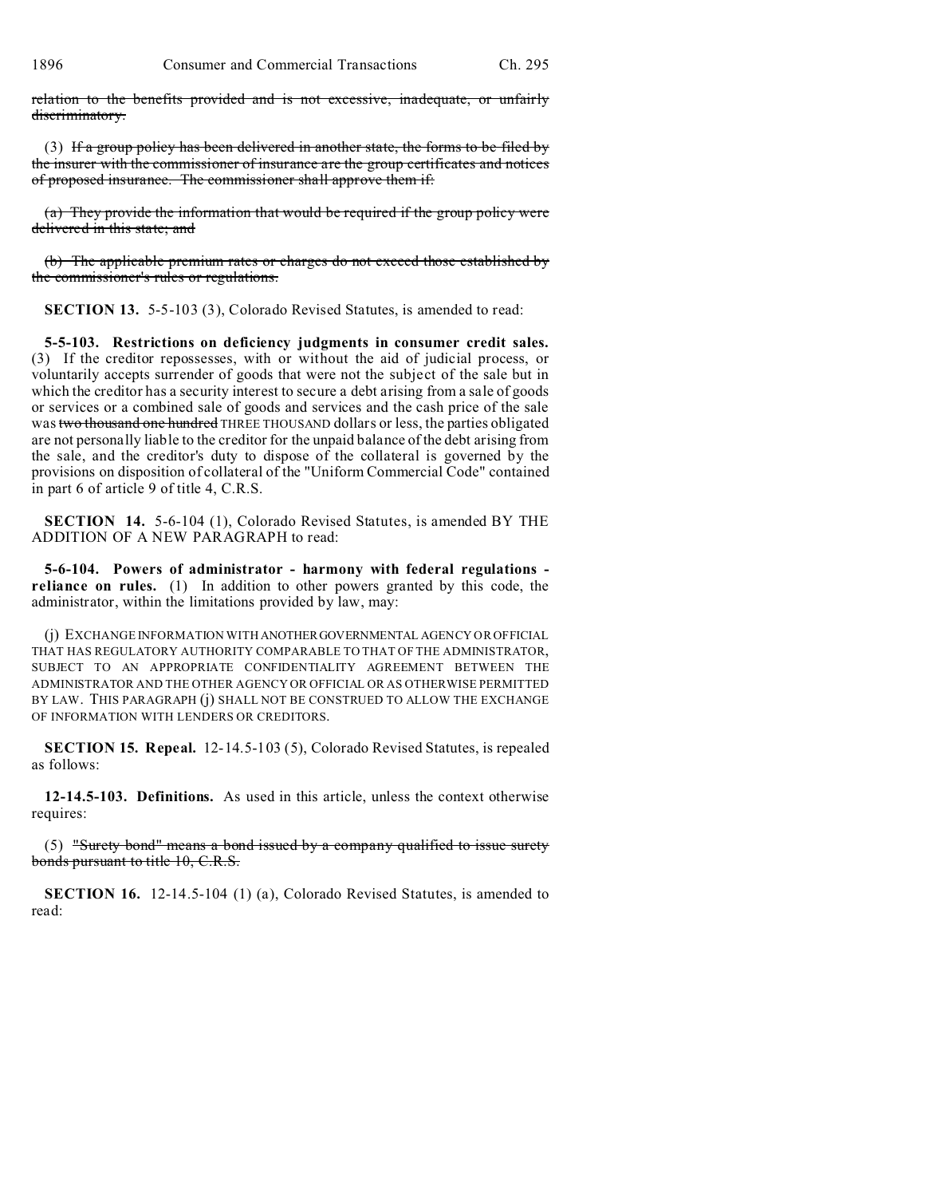relation to the benefits provided and is not excessive, inadequate, or unfairly discriminatory.

(3) If a group policy has been delivered in another state, the forms to be filed by the insurer with the commissioner of insurance are the group certificates and notices of proposed insurance. The commissioner shall approve them if:

(a) They provide the information that would be required if the group policy were delivered in this state; and

(b) The applicable premium rates or charges do not exceed those established by the commissioner's rules or regulations.

**SECTION 13.** 5-5-103 (3), Colorado Revised Statutes, is amended to read:

**5-5-103. Restrictions on deficiency judgments in consumer credit sales.** (3) If the creditor repossesses, with or without the aid of judicial process, or voluntarily accepts surrender of goods that were not the subject of the sale but in which the creditor has a security interest to secure a debt arising from a sale of goods or services or a combined sale of goods and services and the cash price of the sale was two thousand one hundred THREE THOUSAND dollars or less, the parties obligated are not personally liable to the creditor for the unpaid balance of the debt arising from the sale, and the creditor's duty to dispose of the collateral is governed by the provisions on disposition of collateral of the "Uniform Commercial Code" contained in part 6 of article 9 of title 4, C.R.S.

**SECTION 14.** 5-6-104 (1), Colorado Revised Statutes, is amended BY THE ADDITION OF A NEW PARAGRAPH to read:

**5-6-104. Powers of administrator - harmony with federal regulations - reliance on rules.** (1) In addition to other powers granted by this code, the administrator, within the limitations provided by law, may:

(j) EXCHANGE INFORMATION WITH ANOTHER GOVERNMENTAL AGENCY OR OFFICIAL THAT HAS REGULATORY AUTHORITY COMPARABLE TO THAT OF THE ADMINISTRATOR, SUBJECT TO AN APPROPRIATE CONFIDENTIALITY AGREEMENT BETWEEN THE ADMINISTRATOR AND THE OTHER AGENCY OR OFFICIAL OR AS OTHERWISE PERMITTED BY LAW. THIS PARAGRAPH (j) SHALL NOT BE CONSTRUED TO ALLOW THE EXCHANGE OF INFORMATION WITH LENDERS OR CREDITORS.

**SECTION 15. Repeal.** 12-14.5-103 (5), Colorado Revised Statutes, is repealed as follows:

**12-14.5-103. Definitions.** As used in this article, unless the context otherwise requires:

(5) "Surety bond" means a bond issued by a company qualified to issue surety bonds pursuant to title 10, C.R.S.

**SECTION 16.** 12-14.5-104 (1) (a), Colorado Revised Statutes, is amended to read: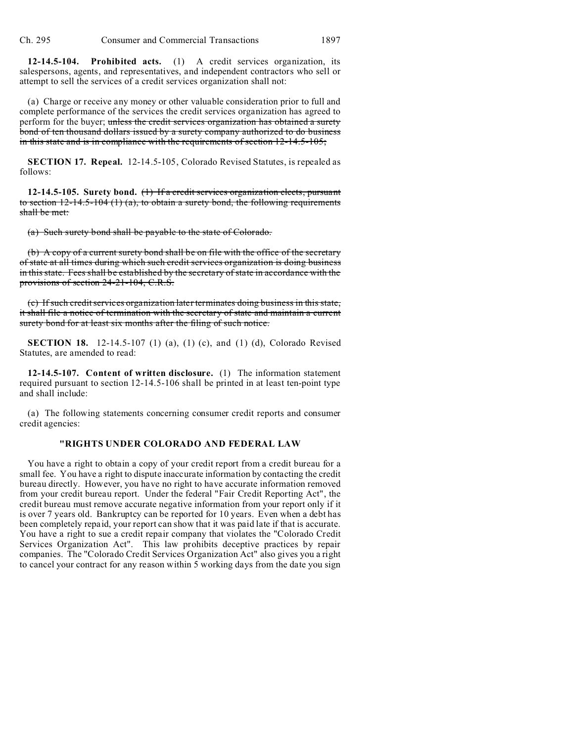**12-14.5-104. Prohibited acts.** (1) A credit services organization, its salespersons, agents, and representatives, and independent contractors who sell or attempt to sell the services of a credit services organization shall not:

(a) Charge or receive any money or other valuable consideration prior to full and complete performance of the services the credit services organization has agreed to perform for the buyer; ~~unless the credit services organization has obtained a surety bond of ten thousand dollars issued by a surety company authorized to do business in this state and is in compliance with the requirements of section 12-14.5-105;~~

**SECTION 17. Repeal.** 12-14.5-105, Colorado Revised Statutes, is repealed as follows:

**12-14.5-105. Surety bond.** ~~(1) If a credit services organization elects, pursuant to section 12-14.5-104 (1) (a), to obtain a surety bond, the following requirements shall be met:~~

~~(a) Such surety bond shall be payable to the state of Colorado.~~

~~(b) A copy of a current surety bond shall be on file with the office of the secretary of state at all times during which such credit services organization is doing business in this state. Fees shall be established by the secretary of state in accordance with the provisions of section 24-21-104, C.R.S.~~

~~(c) If such credit services organization later terminates doing business in this state, it shall file a notice of termination with the secretary of state and maintain a current surety bond for at least six months after the filing of such notice.~~

**SECTION 18.** 12-14.5-107 (1) (a), (1) (c), and (1) (d), Colorado Revised Statutes, are amended to read:

**12-14.5-107. Content of written disclosure.** (1) The information statement required pursuant to section 12-14.5-106 shall be printed in at least ten-point type and shall include:

(a) The following statements concerning consumer credit reports and consumer credit agencies:

**"RIGHTS UNDER COLORADO AND FEDERAL LAW**

You have a right to obtain a copy of your credit report from a credit bureau for a small fee. You have a right to dispute inaccurate information by contacting the credit bureau directly. However, you have no right to have accurate information removed from your credit bureau report. Under the federal "Fair Credit Reporting Act", the credit bureau must remove accurate negative information from your report only if it is over 7 years old. Bankruptcy can be reported for 10 years. Even when a debt has been completely repaid, your report can show that it was paid late if that is accurate. You have a right to sue a credit repair company that violates the "Colorado Credit Services Organization Act". This law prohibits deceptive practices by repair companies. The "Colorado Credit Services Organization Act" also gives you a right to cancel your contract for any reason within 5 working days from the date you sign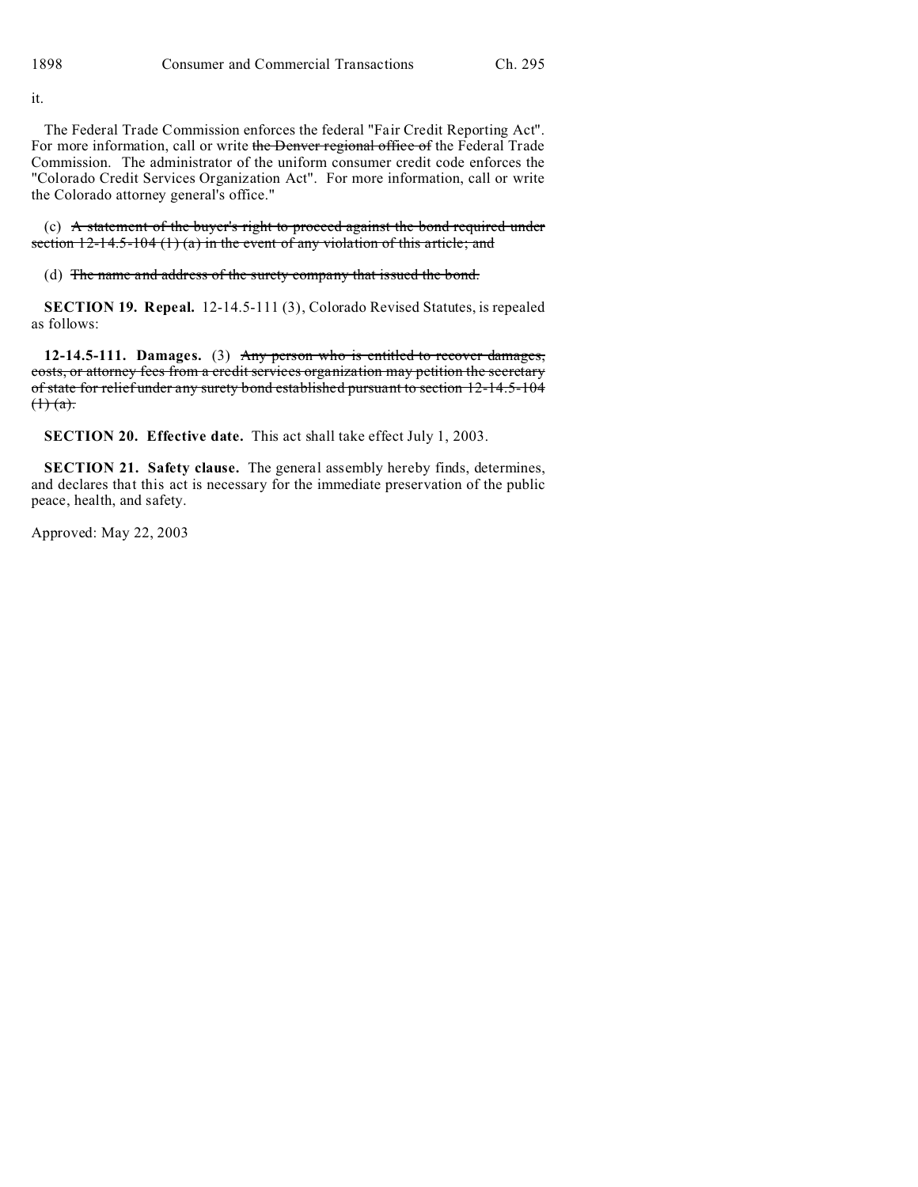it.

The Federal Trade Commission enforces the federal "Fair Credit Reporting Act". For more information, call or write ~~the Denver regional office of~~ the Federal Trade Commission. The administrator of the uniform consumer credit code enforces the "Colorado Credit Services Organization Act". For more information, call or write the Colorado attorney general's office."

(c) ~~A statement of the buyer's right to proceed against the bond required under section 12-14.5-104 (1) (a) in the event of any violation of this article; and~~

(d) ~~The name and address of the surety company that issued the bond.~~

**SECTION 19. Repeal.** 12-14.5-111 (3), Colorado Revised Statutes, is repealed as follows:

**12-14.5-111. Damages.** (3) ~~Any person who is entitled to recover damages, costs, or attorney fees from a credit services organization may petition the secretary of state for relief under any surety bond established pursuant to section 12-14.5-104 (1) (a).~~

**SECTION 20. Effective date.** This act shall take effect July 1, 2003.

**SECTION 21. Safety clause.** The general assembly hereby finds, determines, and declares that this act is necessary for the immediate preservation of the public peace, health, and safety.

Approved: May 22, 2003